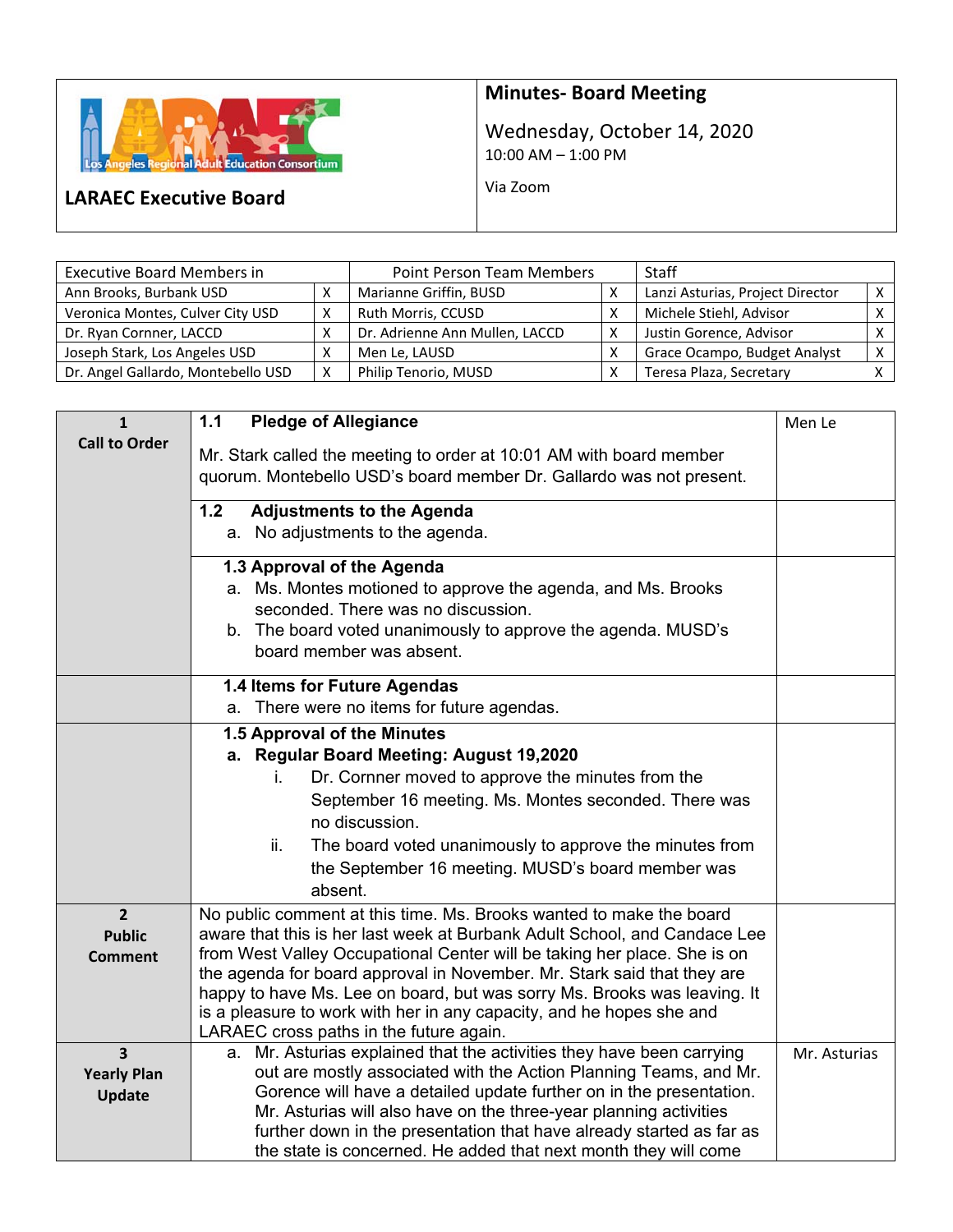**LARAEC Executive Board**

## Minutes- Board Meeting

Wednesday, October 14, 2020
10:00 AM – 1:00 PM

Via Zoom

| Executive Board Members in | | Point Person Team Members | | Staff | |
|---|---|---|---|---|---|
| Ann Brooks, Burbank USD | X | Marianne Griffin, BUSD | X | Lanzi Asturias, Project Director | X |
| Veronica Montes, Culver City USD | X | Ruth Morris, CCUSD | X | Michele Stiehl, Advisor | X |
| Dr. Ryan Cornner, LACCD | X | Dr. Adrienne Ann Mullen, LACCD | X | Justin Gorence, Advisor | X |
| Joseph Stark, Los Angeles USD | X | Men Le, LAUSD | X | Grace Ocampo, Budget Analyst | X |
| Dr. Angel Gallardo, Montebello USD | X | Philip Tenorio, MUSD | X | Teresa Plaza, Secretary | X |

| | | |
|---|---|---|
| **1 Call to Order** | **1.1 Pledge of Allegiance**<br><br>Mr. Stark called the meeting to order at 10:01 AM with board member quorum. Montebello USD's board member Dr. Gallardo was not present. | Men Le |
| | **1.2 Adjustments to the Agenda**<br>a. No adjustments to the agenda. | |
| | **1.3 Approval of the Agenda**<br>a. Ms. Montes motioned to approve the agenda, and Ms. Brooks seconded. There was no discussion.<br>b. The board voted unanimously to approve the agenda. MUSD's board member was absent. | |
| | **1.4 Items for Future Agendas**<br>a. There were no items for future agendas. | |
| | **1.5 Approval of the Minutes**<br>**a. Regular Board Meeting: August 19,2020**<br>i. Dr. Cornner moved to approve the minutes from the September 16 meeting. Ms. Montes seconded. There was no discussion.<br>ii. The board voted unanimously to approve the minutes from the September 16 meeting. MUSD's board member was absent. | |
| **2 Public Comment** | No public comment at this time. Ms. Brooks wanted to make the board aware that this is her last week at Burbank Adult School, and Candace Lee from West Valley Occupational Center will be taking her place. She is on the agenda for board approval in November. Mr. Stark said that they are happy to have Ms. Lee on board, but was sorry Ms. Brooks was leaving. It is a pleasure to work with her in any capacity, and he hopes she and LARAEC cross paths in the future again. | |
| **3 Yearly Plan Update** | a. Mr. Asturias explained that the activities they have been carrying out are mostly associated with the Action Planning Teams, and Mr. Gorence will have a detailed update further on in the presentation. Mr. Asturias will also have on the three-year planning activities further down in the presentation that have already started as far as the state is concerned. He added that next month they will come | Mr. Asturias |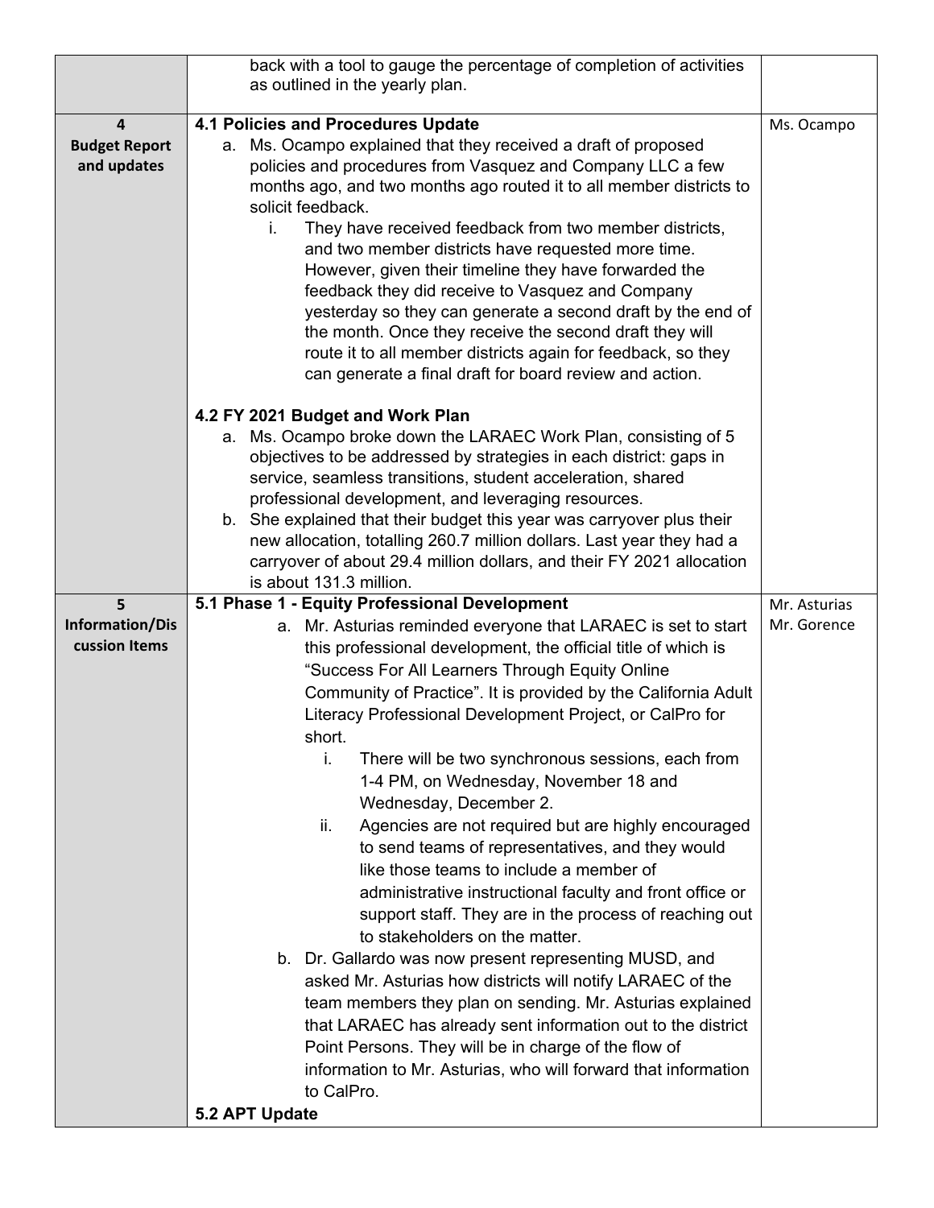| | | |
|---|---|---|
| | back with a tool to gauge the percentage of completion of activities as outlined in the yearly plan. | |
| **4**<br>**Budget Report and updates** | **4.1 Policies and Procedures Update**<br>a. Ms. Ocampo explained that they received a draft of proposed policies and procedures from Vasquez and Company LLC a few months ago, and two months ago routed it to all member districts to solicit feedback.<br>i. They have received feedback from two member districts, and two member districts have requested more time. However, given their timeline they have forwarded the feedback they did receive to Vasquez and Company yesterday so they can generate a second draft by the end of the month. Once they receive the second draft they will route it to all member districts again for feedback, so they can generate a final draft for board review and action.<br><br>**4.2 FY 2021 Budget and Work Plan**<br>a. Ms. Ocampo broke down the LARAEC Work Plan, consisting of 5 objectives to be addressed by strategies in each district: gaps in service, seamless transitions, student acceleration, shared professional development, and leveraging resources.<br>b. She explained that their budget this year was carryover plus their new allocation, totalling 260.7 million dollars. Last year they had a carryover of about 29.4 million dollars, and their FY 2021 allocation is about 131.3 million. | Ms. Ocampo |
| **5**<br>**Information/Discussion Items** | **5.1 Phase 1 - Equity Professional Development**<br>a. Mr. Asturias reminded everyone that LARAEC is set to start this professional development, the official title of which is "Success For All Learners Through Equity Online Community of Practice". It is provided by the California Adult Literacy Professional Development Project, or CalPro for short.<br>i. There will be two synchronous sessions, each from 1-4 PM, on Wednesday, November 18 and Wednesday, December 2.<br>ii. Agencies are not required but are highly encouraged to send teams of representatives, and they would like those teams to include a member of administrative instructional faculty and front office or support staff. They are in the process of reaching out to stakeholders on the matter.<br>b. Dr. Gallardo was now present representing MUSD, and asked Mr. Asturias how districts will notify LARAEC of the team members they plan on sending. Mr. Asturias explained that LARAEC has already sent information out to the district Point Persons. They will be in charge of the flow of information to Mr. Asturias, who will forward that information to CalPro.<br>**5.2 APT Update** | Mr. Asturias<br>Mr. Gorence |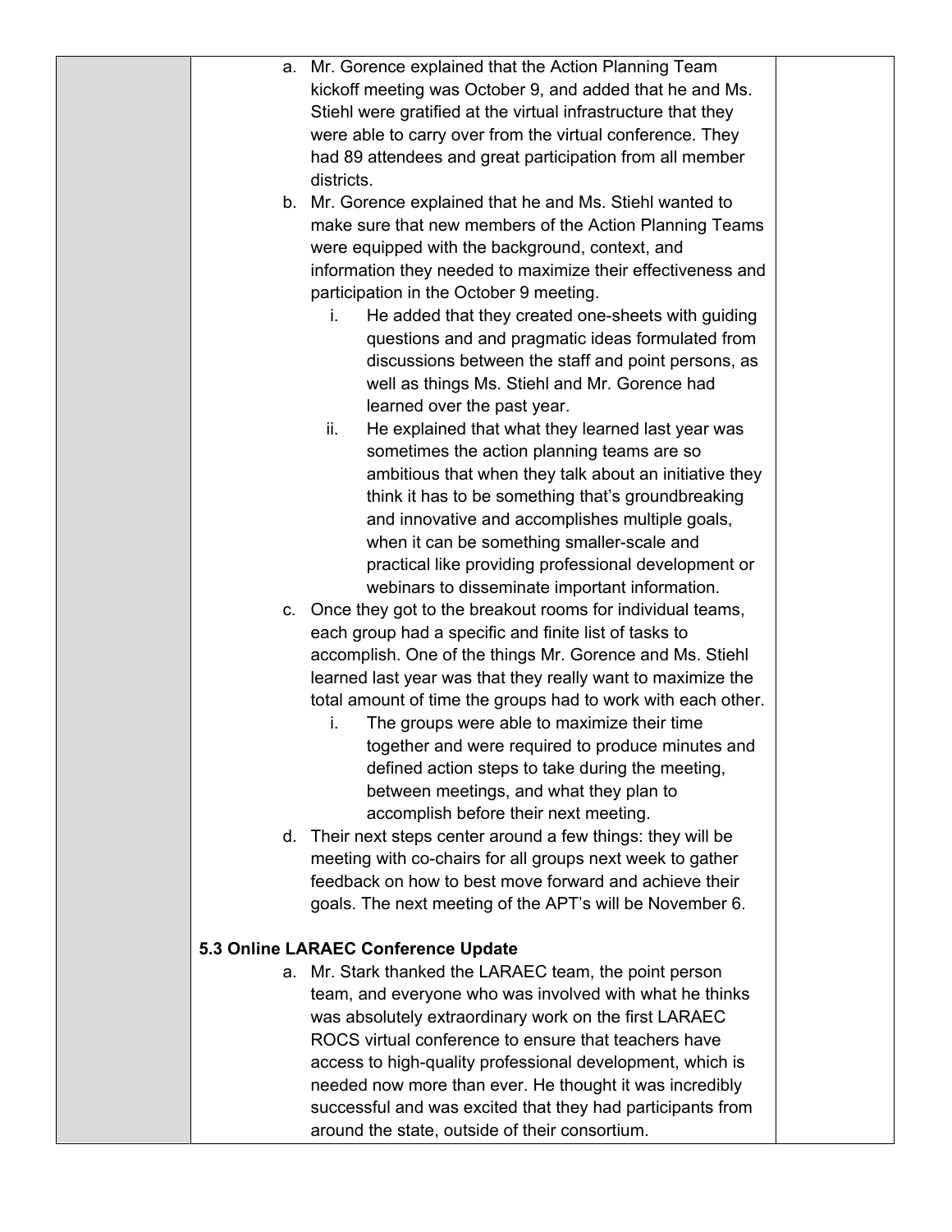a. Mr. Gorence explained that the Action Planning Team kickoff meeting was October 9, and added that he and Ms. Stiehl were gratified at the virtual infrastructure that they were able to carry over from the virtual conference. They had 89 attendees and great participation from all member districts.

b. Mr. Gorence explained that he and Ms. Stiehl wanted to make sure that new members of the Action Planning Teams were equipped with the background, context, and information they needed to maximize their effectiveness and participation in the October 9 meeting.

   i. He added that they created one-sheets with guiding questions and and pragmatic ideas formulated from discussions between the staff and point persons, as well as things Ms. Stiehl and Mr. Gorence had learned over the past year.

   ii. He explained that what they learned last year was sometimes the action planning teams are so ambitious that when they talk about an initiative they think it has to be something that's groundbreaking and innovative and accomplishes multiple goals, when it can be something smaller-scale and practical like providing professional development or webinars to disseminate important information.

c. Once they got to the breakout rooms for individual teams, each group had a specific and finite list of tasks to accomplish. One of the things Mr. Gorence and Ms. Stiehl learned last year was that they really want to maximize the total amount of time the groups had to work with each other.

   i. The groups were able to maximize their time together and were required to produce minutes and defined action steps to take during the meeting, between meetings, and what they plan to accomplish before their next meeting.

d. Their next steps center around a few things: they will be meeting with co-chairs for all groups next week to gather feedback on how to best move forward and achieve their goals. The next meeting of the APT's will be November 6.

**5.3 Online LARAEC Conference Update**

a. Mr. Stark thanked the LARAEC team, the point person team, and everyone who was involved with what he thinks was absolutely extraordinary work on the first LARAEC ROCS virtual conference to ensure that teachers have access to high-quality professional development, which is needed now more than ever. He thought it was incredibly successful and was excited that they had participants from around the state, outside of their consortium.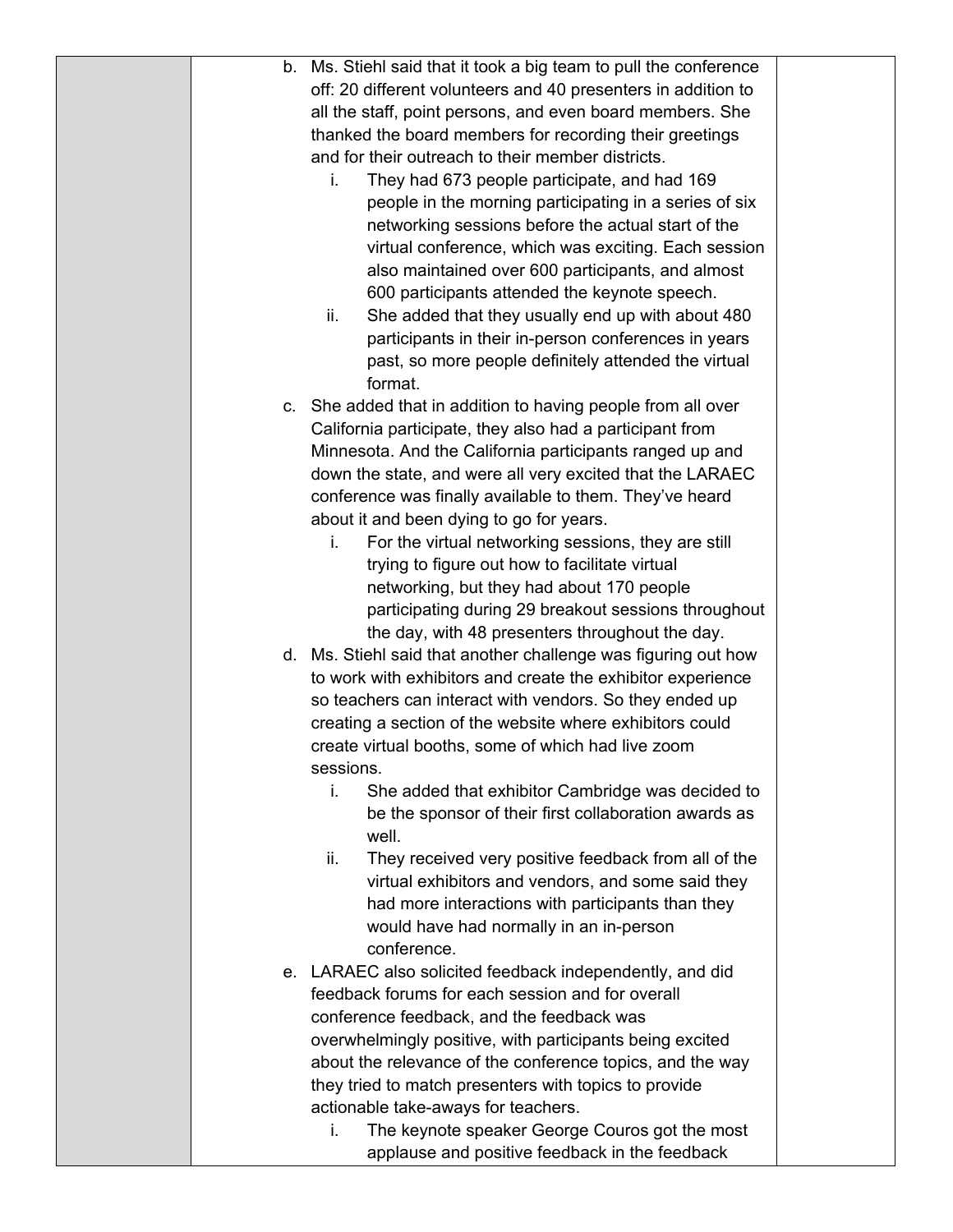b. Ms. Stiehl said that it took a big team to pull the conference off: 20 different volunteers and 40 presenters in addition to all the staff, point persons, and even board members. She thanked the board members for recording their greetings and for their outreach to their member districts.
   i. They had 673 people participate, and had 169 people in the morning participating in a series of six networking sessions before the actual start of the virtual conference, which was exciting. Each session also maintained over 600 participants, and almost 600 participants attended the keynote speech.
   ii. She added that they usually end up with about 480 participants in their in-person conferences in years past, so more people definitely attended the virtual format.

c. She added that in addition to having people from all over California participate, they also had a participant from Minnesota. And the California participants ranged up and down the state, and were all very excited that the LARAEC conference was finally available to them. They've heard about it and been dying to go for years.
   i. For the virtual networking sessions, they are still trying to figure out how to facilitate virtual networking, but they had about 170 people participating during 29 breakout sessions throughout the day, with 48 presenters throughout the day.

d. Ms. Stiehl said that another challenge was figuring out how to work with exhibitors and create the exhibitor experience so teachers can interact with vendors. So they ended up creating a section of the website where exhibitors could create virtual booths, some of which had live zoom sessions.
   i. She added that exhibitor Cambridge was decided to be the sponsor of their first collaboration awards as well.
   ii. They received very positive feedback from all of the virtual exhibitors and vendors, and some said they had more interactions with participants than they would have had normally in an in-person conference.

e. LARAEC also solicited feedback independently, and did feedback forums for each session and for overall conference feedback, and the feedback was overwhelmingly positive, with participants being excited about the relevance of the conference topics, and the way they tried to match presenters with topics to provide actionable take-aways for teachers.
   i. The keynote speaker George Couros got the most applause and positive feedback in the feedback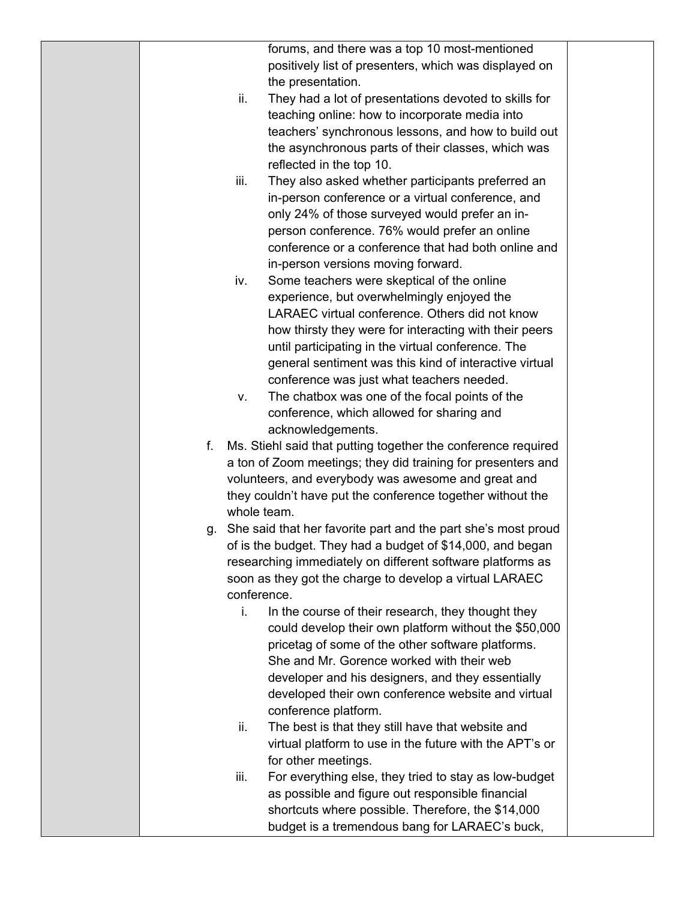forums, and there was a top 10 most-mentioned positively list of presenters, which was displayed on the presentation.

   ii. They had a lot of presentations devoted to skills for teaching online: how to incorporate media into teachers' synchronous lessons, and how to build out the asynchronous parts of their classes, which was reflected in the top 10.
   iii. They also asked whether participants preferred an in-person conference or a virtual conference, and only 24% of those surveyed would prefer an in-person conference. 76% would prefer an online conference or a conference that had both online and in-person versions moving forward.
   iv. Some teachers were skeptical of the online experience, but overwhelmingly enjoyed the LARAEC virtual conference. Others did not know how thirsty they were for interacting with their peers until participating in the virtual conference. The general sentiment was this kind of interactive virtual conference was just what teachers needed.
   v. The chatbox was one of the focal points of the conference, which allowed for sharing and acknowledgements.

f. Ms. Stiehl said that putting together the conference required a ton of Zoom meetings; they did training for presenters and volunteers, and everybody was awesome and great and they couldn't have put the conference together without the whole team.

g. She said that her favorite part and the part she's most proud of is the budget. They had a budget of $14,000, and began researching immediately on different software platforms as soon as they got the charge to develop a virtual LARAEC conference.
   i. In the course of their research, they thought they could develop their own platform without the $50,000 pricetag of some of the other software platforms. She and Mr. Gorence worked with their web developer and his designers, and they essentially developed their own conference website and virtual conference platform.
   ii. The best is that they still have that website and virtual platform to use in the future with the APT's or for other meetings.
   iii. For everything else, they tried to stay as low-budget as possible and figure out responsible financial shortcuts where possible. Therefore, the $14,000 budget is a tremendous bang for LARAEC's buck,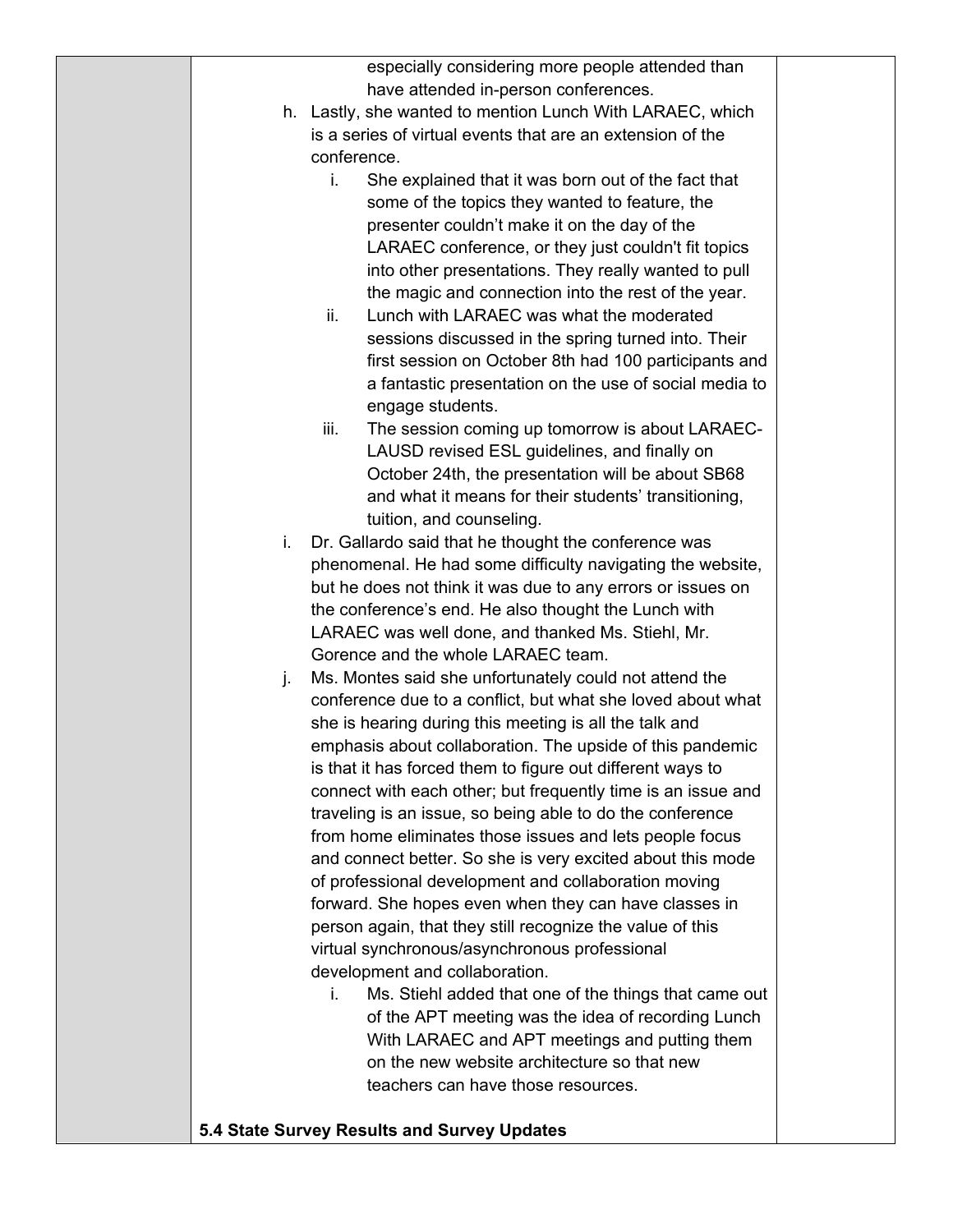especially considering more people attended than have attended in-person conferences.

h. Lastly, she wanted to mention Lunch With LARAEC, which is a series of virtual events that are an extension of the conference.
   i. She explained that it was born out of the fact that some of the topics they wanted to feature, the presenter couldn't make it on the day of the LARAEC conference, or they just couldn't fit topics into other presentations. They really wanted to pull the magic and connection into the rest of the year.
   ii. Lunch with LARAEC was what the moderated sessions discussed in the spring turned into. Their first session on October 8th had 100 participants and a fantastic presentation on the use of social media to engage students.
   iii. The session coming up tomorrow is about LARAEC-LAUSD revised ESL guidelines, and finally on October 24th, the presentation will be about SB68 and what it means for their students' transitioning, tuition, and counseling.

i. Dr. Gallardo said that he thought the conference was phenomenal. He had some difficulty navigating the website, but he does not think it was due to any errors or issues on the conference's end. He also thought the Lunch with LARAEC was well done, and thanked Ms. Stiehl, Mr. Gorence and the whole LARAEC team.

j. Ms. Montes said she unfortunately could not attend the conference due to a conflict, but what she loved about what she is hearing during this meeting is all the talk and emphasis about collaboration. The upside of this pandemic is that it has forced them to figure out different ways to connect with each other; but frequently time is an issue and traveling is an issue, so being able to do the conference from home eliminates those issues and lets people focus and connect better. So she is very excited about this mode of professional development and collaboration moving forward. She hopes even when they can have classes in person again, that they still recognize the value of this virtual synchronous/asynchronous professional development and collaboration.
   i. Ms. Stiehl added that one of the things that came out of the APT meeting was the idea of recording Lunch With LARAEC and APT meetings and putting them on the new website architecture so that new teachers can have those resources.

**5.4 State Survey Results and Survey Updates**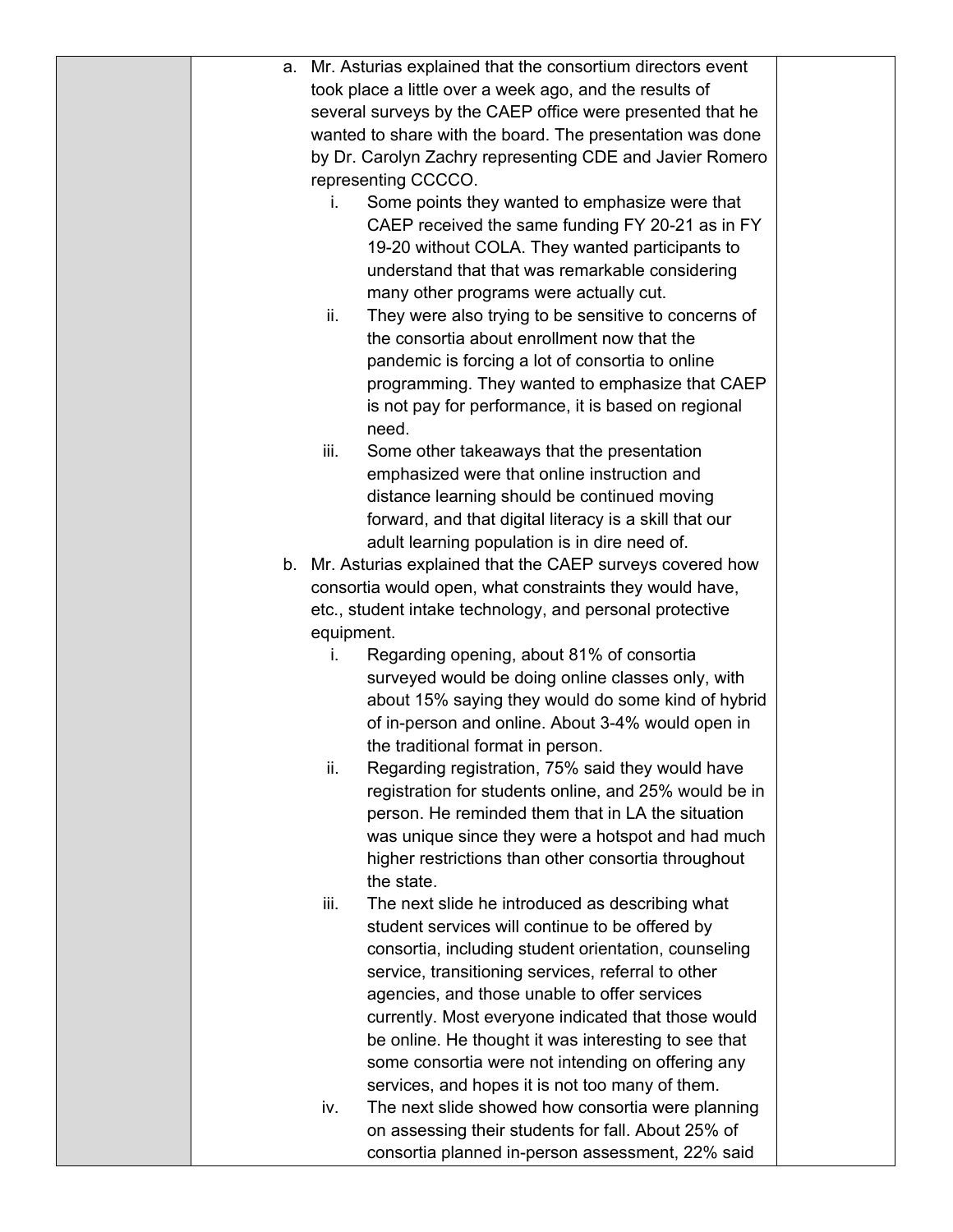a. Mr. Asturias explained that the consortium directors event took place a little over a week ago, and the results of several surveys by the CAEP office were presented that he wanted to share with the board. The presentation was done by Dr. Carolyn Zachry representing CDE and Javier Romero representing CCCCO.

    i. Some points they wanted to emphasize were that CAEP received the same funding FY 20-21 as in FY 19-20 without COLA. They wanted participants to understand that that was remarkable considering many other programs were actually cut.

    ii. They were also trying to be sensitive to concerns of the consortia about enrollment now that the pandemic is forcing a lot of consortia to online programming. They wanted to emphasize that CAEP is not pay for performance, it is based on regional need.

    iii. Some other takeaways that the presentation emphasized were that online instruction and distance learning should be continued moving forward, and that digital literacy is a skill that our adult learning population is in dire need of.

b. Mr. Asturias explained that the CAEP surveys covered how consortia would open, what constraints they would have, etc., student intake technology, and personal protective equipment.

    i. Regarding opening, about 81% of consortia surveyed would be doing online classes only, with about 15% saying they would do some kind of hybrid of in-person and online. About 3-4% would open in the traditional format in person.

    ii. Regarding registration, 75% said they would have registration for students online, and 25% would be in person. He reminded them that in LA the situation was unique since they were a hotspot and had much higher restrictions than other consortia throughout the state.

    iii. The next slide he introduced as describing what student services will continue to be offered by consortia, including student orientation, counseling service, transitioning services, referral to other agencies, and those unable to offer services currently. Most everyone indicated that those would be online. He thought it was interesting to see that some consortia were not intending on offering any services, and hopes it is not too many of them.

    iv. The next slide showed how consortia were planning on assessing their students for fall. About 25% of consortia planned in-person assessment, 22% said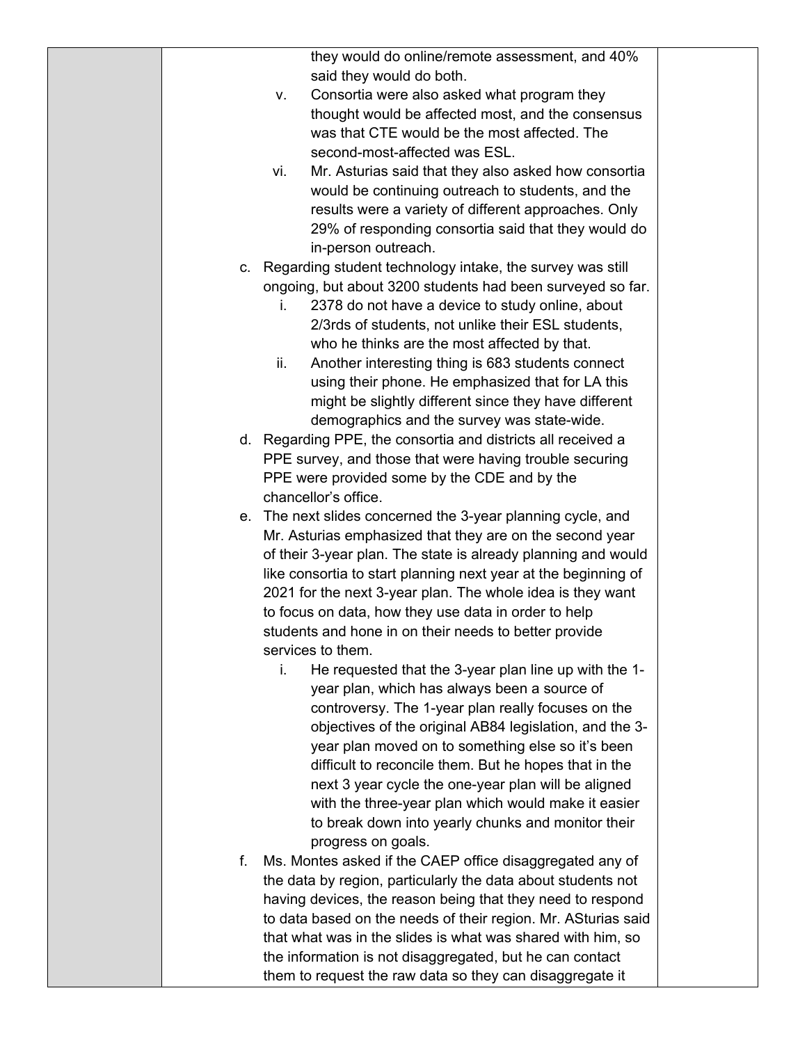they would do online/remote assessment, and 40% said they would do both.

   v. Consortia were also asked what program they thought would be affected most, and the consensus was that CTE would be the most affected. The second-most-affected was ESL.

   vi. Mr. Asturias said that they also asked how consortia would be continuing outreach to students, and the results were a variety of different approaches. Only 29% of responding consortia said that they would do in-person outreach.

c. Regarding student technology intake, the survey was still ongoing, but about 3200 students had been surveyed so far.

   i. 2378 do not have a device to study online, about 2/3rds of students, not unlike their ESL students, who he thinks are the most affected by that.

   ii. Another interesting thing is 683 students connect using their phone. He emphasized that for LA this might be slightly different since they have different demographics and the survey was state-wide.

d. Regarding PPE, the consortia and districts all received a PPE survey, and those that were having trouble securing PPE were provided some by the CDE and by the chancellor's office.

e. The next slides concerned the 3-year planning cycle, and Mr. Asturias emphasized that they are on the second year of their 3-year plan. The state is already planning and would like consortia to start planning next year at the beginning of 2021 for the next 3-year plan. The whole idea is they want to focus on data, how they use data in order to help students and hone in on their needs to better provide services to them.

   i. He requested that the 3-year plan line up with the 1-year plan, which has always been a source of controversy. The 1-year plan really focuses on the objectives of the original AB84 legislation, and the 3-year plan moved on to something else so it's been difficult to reconcile them. But he hopes that in the next 3 year cycle the one-year plan will be aligned with the three-year plan which would make it easier to break down into yearly chunks and monitor their progress on goals.

f. Ms. Montes asked if the CAEP office disaggregated any of the data by region, particularly the data about students not having devices, the reason being that they need to respond to data based on the needs of their region. Mr. ASturias said that what was in the slides is what was shared with him, so the information is not disaggregated, but he can contact them to request the raw data so they can disaggregate it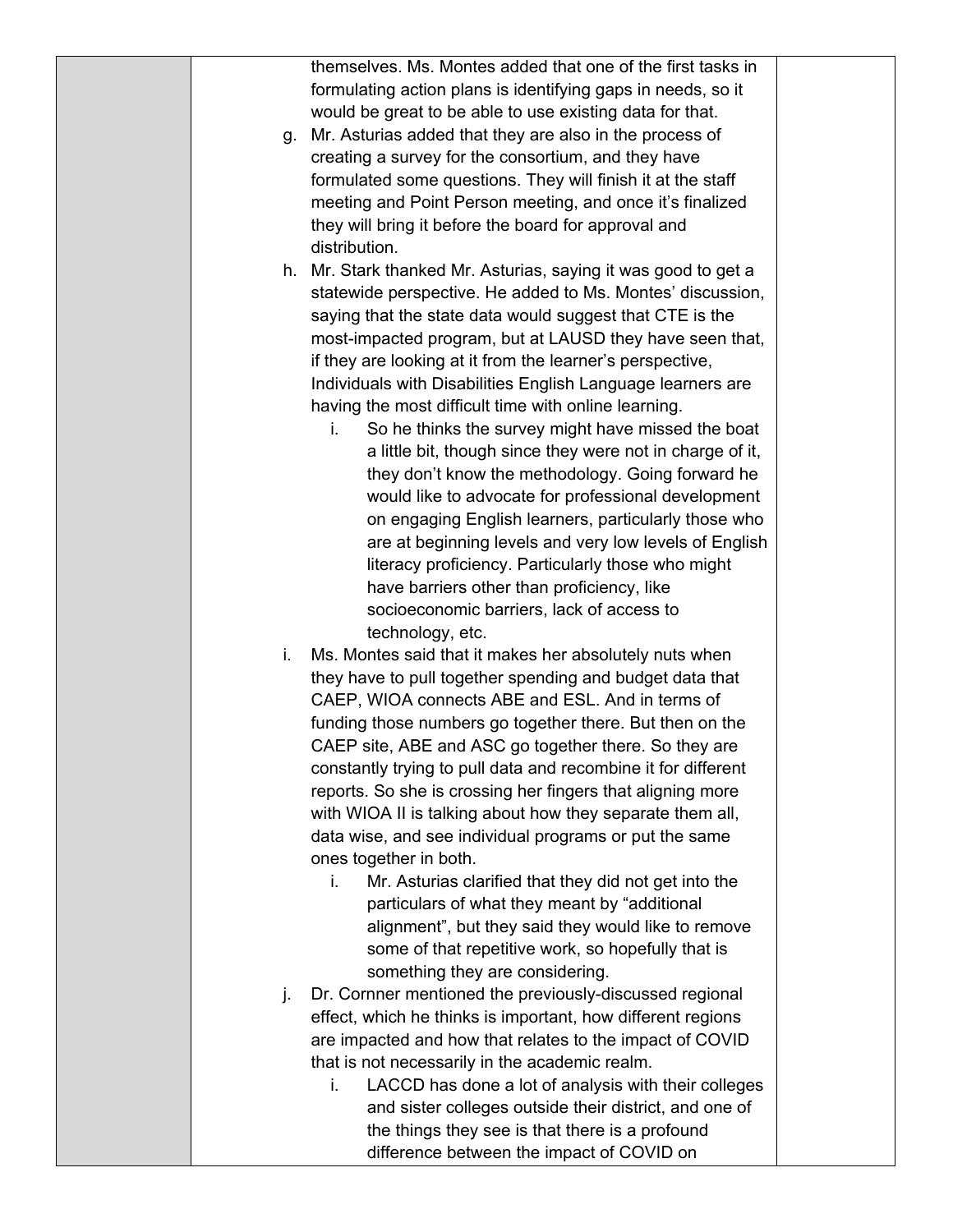themselves. Ms. Montes added that one of the first tasks in formulating action plans is identifying gaps in needs, so it would be great to be able to use existing data for that.

g. Mr. Asturias added that they are also in the process of creating a survey for the consortium, and they have formulated some questions. They will finish it at the staff meeting and Point Person meeting, and once it's finalized they will bring it before the board for approval and distribution.

h. Mr. Stark thanked Mr. Asturias, saying it was good to get a statewide perspective. He added to Ms. Montes' discussion, saying that the state data would suggest that CTE is the most-impacted program, but at LAUSD they have seen that, if they are looking at it from the learner's perspective, Individuals with Disabilities English Language learners are having the most difficult time with online learning.
   i. So he thinks the survey might have missed the boat a little bit, though since they were not in charge of it, they don't know the methodology. Going forward he would like to advocate for professional development on engaging English learners, particularly those who are at beginning levels and very low levels of English literacy proficiency. Particularly those who might have barriers other than proficiency, like socioeconomic barriers, lack of access to technology, etc.

i. Ms. Montes said that it makes her absolutely nuts when they have to pull together spending and budget data that CAEP, WIOA connects ABE and ESL. And in terms of funding those numbers go together there. But then on the CAEP site, ABE and ASC go together there. So they are constantly trying to pull data and recombine it for different reports. So she is crossing her fingers that aligning more with WIOA II is talking about how they separate them all, data wise, and see individual programs or put the same ones together in both.
   i. Mr. Asturias clarified that they did not get into the particulars of what they meant by "additional alignment", but they said they would like to remove some of that repetitive work, so hopefully that is something they are considering.

j. Dr. Cornner mentioned the previously-discussed regional effect, which he thinks is important, how different regions are impacted and how that relates to the impact of COVID that is not necessarily in the academic realm.
   i. LACCD has done a lot of analysis with their colleges and sister colleges outside their district, and one of the things they see is that there is a profound difference between the impact of COVID on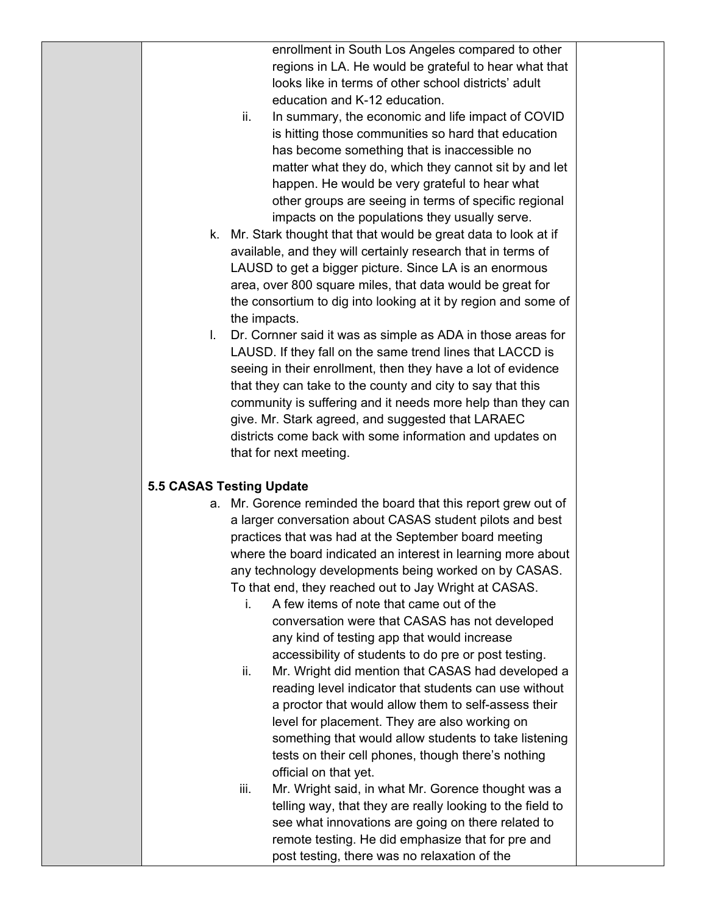enrollment in South Los Angeles compared to other regions in LA. He would be grateful to hear what that looks like in terms of other school districts' adult education and K-12 education.

ii. In summary, the economic and life impact of COVID is hitting those communities so hard that education has become something that is inaccessible no matter what they do, which they cannot sit by and let happen. He would be very grateful to hear what other groups are seeing in terms of specific regional impacts on the populations they usually serve.

k. Mr. Stark thought that that would be great data to look at if available, and they will certainly research that in terms of LAUSD to get a bigger picture. Since LA is an enormous area, over 800 square miles, that data would be great for the consortium to dig into looking at it by region and some of the impacts.

l. Dr. Cornner said it was as simple as ADA in those areas for LAUSD. If they fall on the same trend lines that LACCD is seeing in their enrollment, then they have a lot of evidence that they can take to the county and city to say that this community is suffering and it needs more help than they can give. Mr. Stark agreed, and suggested that LARAEC districts come back with some information and updates on that for next meeting.

**5.5 CASAS Testing Update**

a. Mr. Gorence reminded the board that this report grew out of a larger conversation about CASAS student pilots and best practices that was had at the September board meeting where the board indicated an interest in learning more about any technology developments being worked on by CASAS. To that end, they reached out to Jay Wright at CASAS.

   i. A few items of note that came out of the conversation were that CASAS has not developed any kind of testing app that would increase accessibility of students to do pre or post testing.

   ii. Mr. Wright did mention that CASAS had developed a reading level indicator that students can use without a proctor that would allow them to self-assess their level for placement. They are also working on something that would allow students to take listening tests on their cell phones, though there's nothing official on that yet.

   iii. Mr. Wright said, in what Mr. Gorence thought was a telling way, that they are really looking to the field to see what innovations are going on there related to remote testing. He did emphasize that for pre and post testing, there was no relaxation of the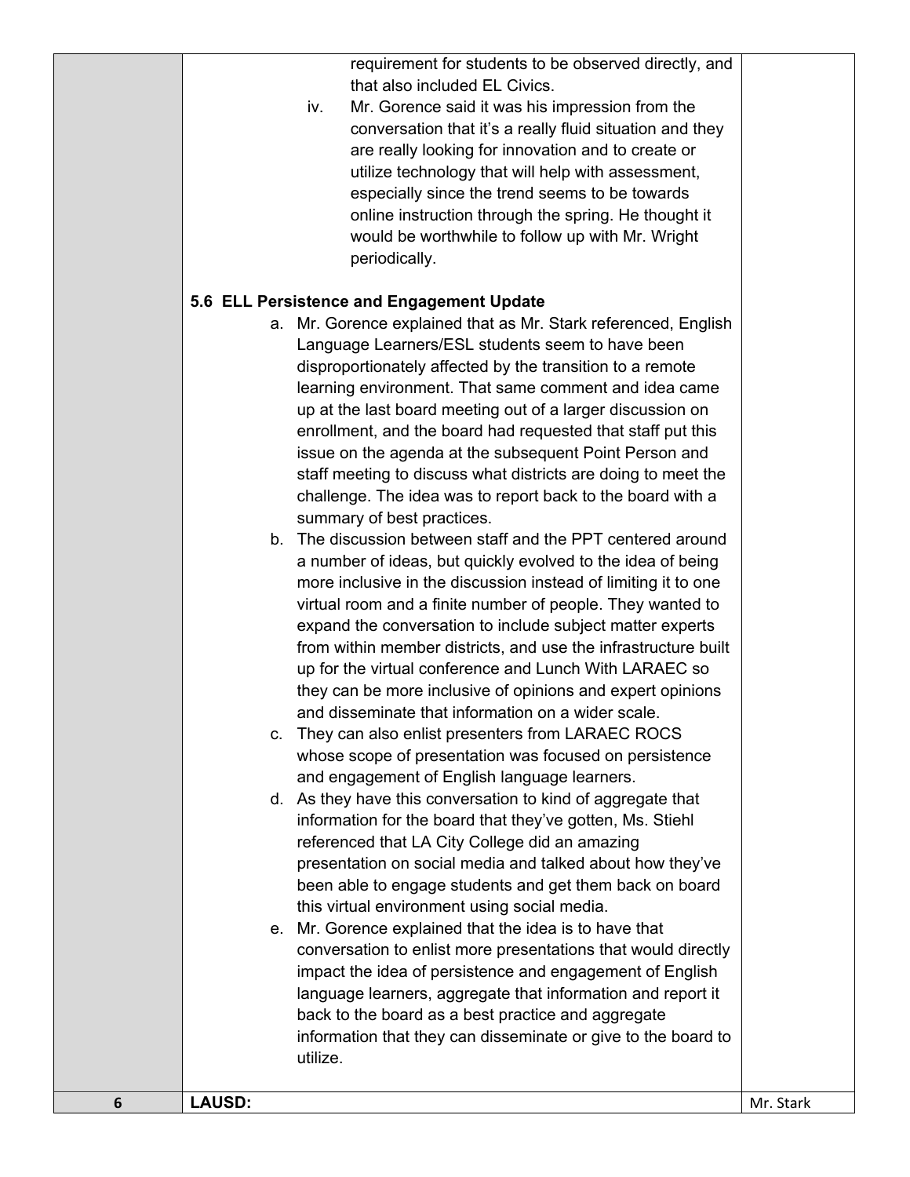| | | |
|---|---|---|
| | requirement for students to be observed directly, and that also included EL Civics.<br>iv. Mr. Gorence said it was his impression from the conversation that it's a really fluid situation and they are really looking for innovation and to create or utilize technology that will help with assessment, especially since the trend seems to be towards online instruction through the spring. He thought it would be worthwhile to follow up with Mr. Wright periodically.<br><br>**5.6 ELL Persistence and Engagement Update**<br>a. Mr. Gorence explained that as Mr. Stark referenced, English Language Learners/ESL students seem to have been disproportionately affected by the transition to a remote learning environment. That same comment and idea came up at the last board meeting out of a larger discussion on enrollment, and the board had requested that staff put this issue on the agenda at the subsequent Point Person and staff meeting to discuss what districts are doing to meet the challenge. The idea was to report back to the board with a summary of best practices.<br>b. The discussion between staff and the PPT centered around a number of ideas, but quickly evolved to the idea of being more inclusive in the discussion instead of limiting it to one virtual room and a finite number of people. They wanted to expand the conversation to include subject matter experts from within member districts, and use the infrastructure built up for the virtual conference and Lunch With LARAEC so they can be more inclusive of opinions and expert opinions and disseminate that information on a wider scale.<br>c. They can also enlist presenters from LARAEC ROCS whose scope of presentation was focused on persistence and engagement of English language learners.<br>d. As they have this conversation to kind of aggregate that information for the board that they've gotten, Ms. Stiehl referenced that LA City College did an amazing presentation on social media and talked about how they've been able to engage students and get them back on board this virtual environment using social media.<br>e. Mr. Gorence explained that the idea is to have that conversation to enlist more presentations that would directly impact the idea of persistence and engagement of English language learners, aggregate that information and report it back to the board as a best practice and aggregate information that they can disseminate or give to the board to utilize. | |
| **6** | **LAUSD:** | Mr. Stark |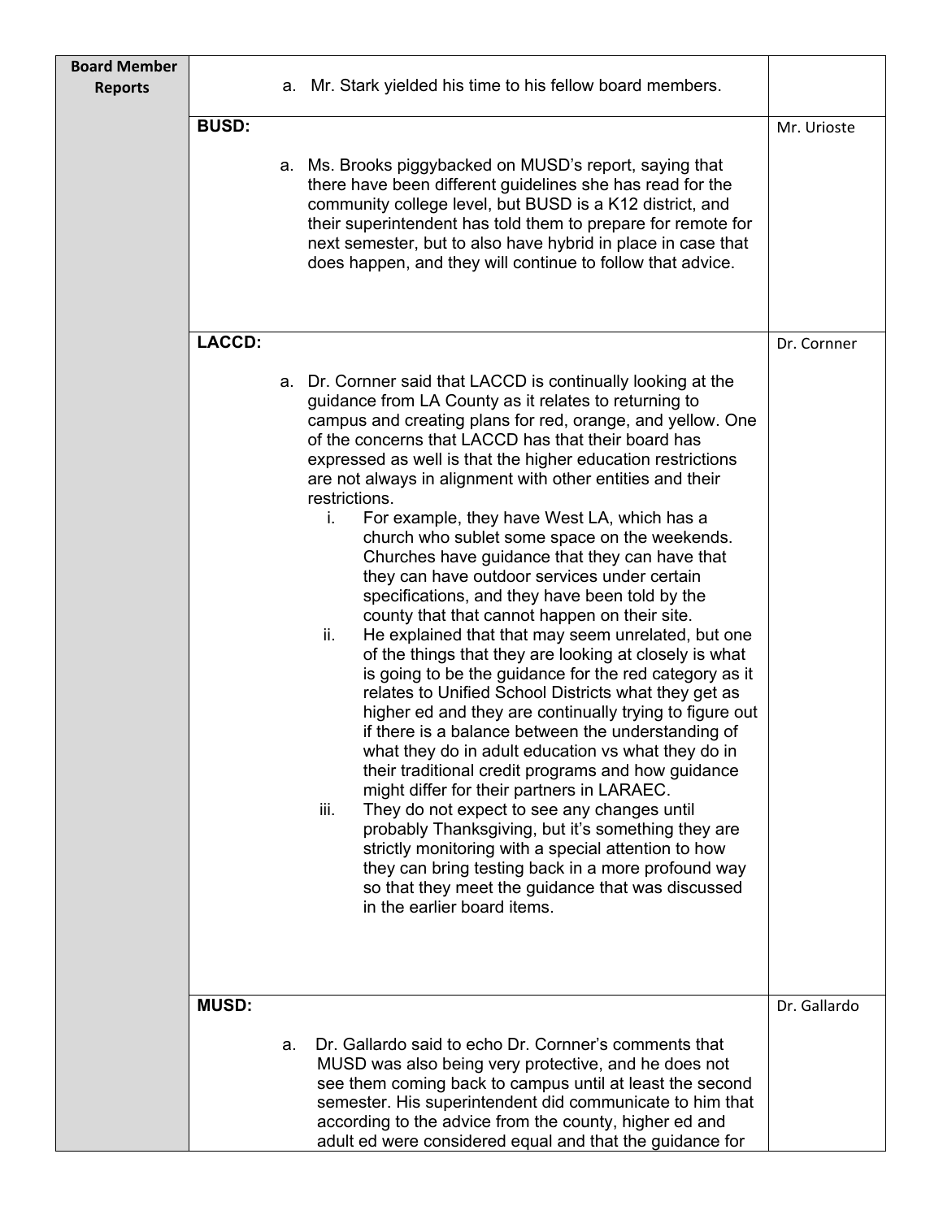| Board Member Reports | | |
| --- | --- | --- |
| | a. Mr. Stark yielded his time to his fellow board members. | |
| | **BUSD:**<br><br>a. Ms. Brooks piggybacked on MUSD's report, saying that there have been different guidelines she has read for the community college level, but BUSD is a K12 district, and their superintendent has told them to prepare for remote for next semester, but to also have hybrid in place in case that does happen, and they will continue to follow that advice. | Mr. Urioste |
| | **LACCD:**<br><br>a. Dr. Cornner said that LACCD is continually looking at the guidance from LA County as it relates to returning to campus and creating plans for red, orange, and yellow. One of the concerns that LACCD has that their board has expressed as well is that the higher education restrictions are not always in alignment with other entities and their restrictions.<br>i. For example, they have West LA, which has a church who sublet some space on the weekends. Churches have guidance that they can have that they can have outdoor services under certain specifications, and they have been told by the county that that cannot happen on their site.<br>ii. He explained that that may seem unrelated, but one of the things that they are looking at closely is what is going to be the guidance for the red category as it relates to Unified School Districts what they get as higher ed and they are continually trying to figure out if there is a balance between the understanding of what they do in adult education vs what they do in their traditional credit programs and how guidance might differ for their partners in LARAEC.<br>iii. They do not expect to see any changes until probably Thanksgiving, but it's something they are strictly monitoring with a special attention to how they can bring testing back in a more profound way so that they meet the guidance that was discussed in the earlier board items. | Dr. Cornner |
| | **MUSD:**<br><br>a. Dr. Gallardo said to echo Dr. Cornner's comments that MUSD was also being very protective, and he does not see them coming back to campus until at least the second semester. His superintendent did communicate to him that according to the advice from the county, higher ed and adult ed were considered equal and that the guidance for | Dr. Gallardo |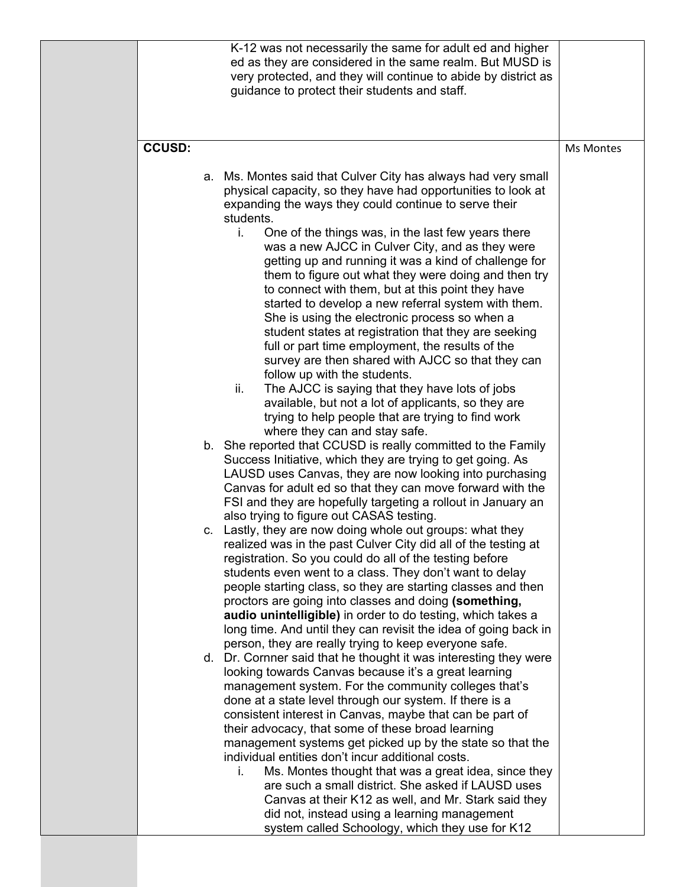| | | |
|---|---|---|
| | K-12 was not necessarily the same for adult ed and higher ed as they are considered in the same realm. But MUSD is very protected, and they will continue to abide by district as guidance to protect their students and staff. | |
| | **CCUSD:**<br><br>a. Ms. Montes said that Culver City has always had very small physical capacity, so they have had opportunities to look at expanding the ways they could continue to serve their students.<br>&nbsp;&nbsp;&nbsp;&nbsp;i. One of the things was, in the last few years there was a new AJCC in Culver City, and as they were getting up and running it was a kind of challenge for them to figure out what they were doing and then try to connect with them, but at this point they have started to develop a new referral system with them. She is using the electronic process so when a student states at registration that they are seeking full or part time employment, the results of the survey are then shared with AJCC so that they can follow up with the students.<br>&nbsp;&nbsp;&nbsp;&nbsp;ii. The AJCC is saying that they have lots of jobs available, but not a lot of applicants, so they are trying to help people that are trying to find work where they can and stay safe.<br>b. She reported that CCUSD is really committed to the Family Success Initiative, which they are trying to get going. As LAUSD uses Canvas, they are now looking into purchasing Canvas for adult ed so that they can move forward with the FSI and they are hopefully targeting a rollout in January an also trying to figure out CASAS testing.<br>c. Lastly, they are now doing whole out groups: what they realized was in the past Culver City did all of the testing at registration. So you could do all of the testing before students even went to a class. They don't want to delay people starting class, so they are starting classes and then proctors are going into classes and doing **(something, audio unintelligible)** in order to do testing, which takes a long time. And until they can revisit the idea of going back in person, they are really trying to keep everyone safe.<br>d. Dr. Cornner said that he thought it was interesting they were looking towards Canvas because it's a great learning management system. For the community colleges that's done at a state level through our system. If there is a consistent interest in Canvas, maybe that can be part of their advocacy, that some of these broad learning management systems get picked up by the state so that the individual entities don't incur additional costs.<br>&nbsp;&nbsp;&nbsp;&nbsp;i. Ms. Montes thought that was a great idea, since they are such a small district. She asked if LAUSD uses Canvas at their K12 as well, and Mr. Stark said they did not, instead using a learning management system called Schoology, which they use for K12 | Ms Montes |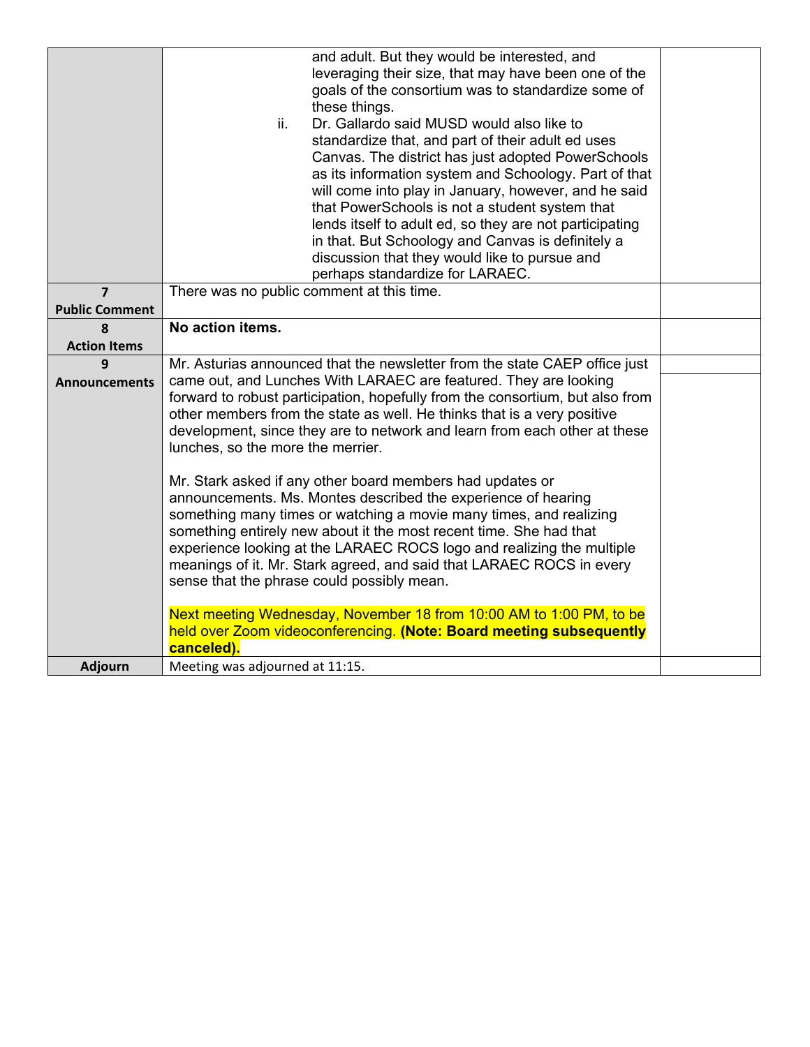| | | |
|---|---|---|
| | and adult. But they would be interested, and leveraging their size, that may have been one of the goals of the consortium was to standardize some of these things.<br>ii. Dr. Gallardo said MUSD would also like to standardize that, and part of their adult ed uses Canvas. The district has just adopted PowerSchools as its information system and Schoology. Part of that will come into play in January, however, and he said that PowerSchools is not a student system that lends itself to adult ed, so they are not participating in that. But Schoology and Canvas is definitely a discussion that they would like to pursue and perhaps standardize for LARAEC. | |
| **7**<br>**Public Comment** | There was no public comment at this time. | |
| **8**<br>**Action Items** | **No action items.** | |
| **9**<br>**Announcements** | Mr. Asturias announced that the newsletter from the state CAEP office just came out, and Lunches With LARAEC are featured. They are looking forward to robust participation, hopefully from the consortium, but also from other members from the state as well. He thinks that is a very positive development, since they are to network and learn from each other at these lunches, so the more the merrier.<br><br>Mr. Stark asked if any other board members had updates or announcements. Ms. Montes described the experience of hearing something many times or watching a movie many times, and realizing something entirely new about it the most recent time. She had that experience looking at the LARAEC ROCS logo and realizing the multiple meanings of it. Mr. Stark agreed, and said that LARAEC ROCS in every sense that the phrase could possibly mean.<br><br>Next meeting Wednesday, November 18 from 10:00 AM to 1:00 PM, to be held over Zoom videoconferencing. **(Note: Board meeting subsequently canceled).** | |
| **Adjourn** | Meeting was adjourned at 11:15. | |